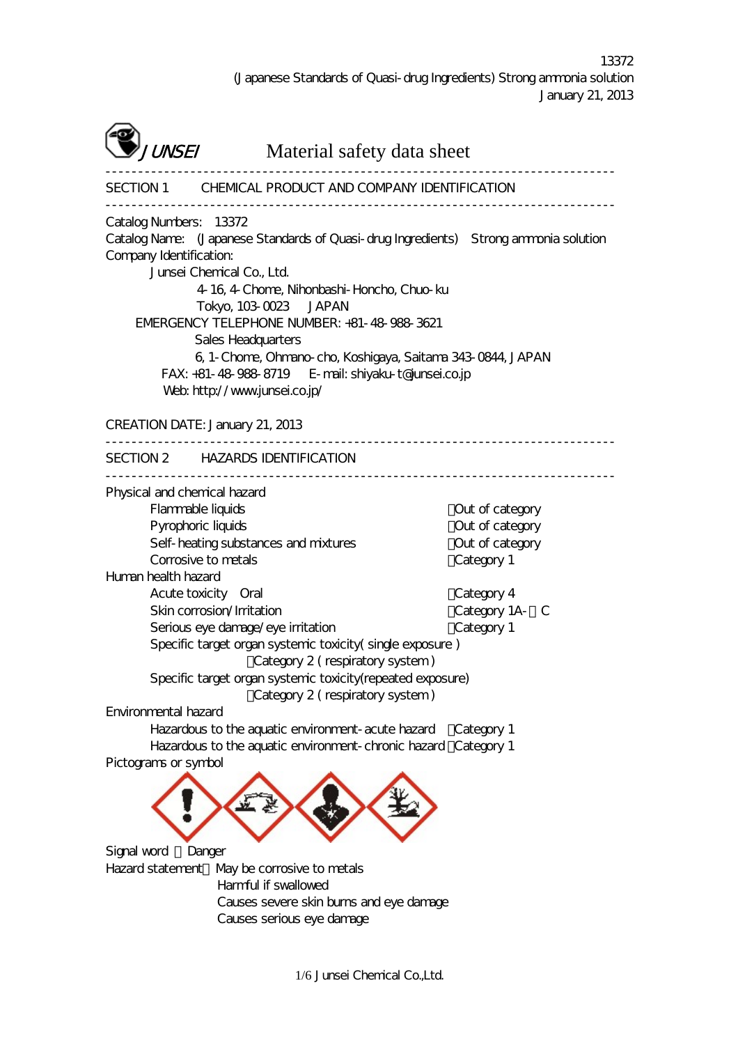13372
(Japanese Standards of Quasi-drug Ingredients) Strong ammonia solution
January 21, 2013

JUNSEI

# Material safety data sheet

---

## SECTION 1 CHEMICAL PRODUCT AND COMPANY IDENTIFICATION

---

Catalog Numbers: 13372
Catalog Name: (Japanese Standards of Quasi-drug Ingredients) Strong ammonia solution
Company Identification:
Junsei Chemical Co., Ltd.
4-16, 4-Chome, Nihonbashi-Honcho, Chuo-ku
Tokyo, 103-0023 JAPAN
EMERGENCY TELEPHONE NUMBER: +81-48-988-3621
Sales Headquarters
6, 1-Chome, Ohmano-cho, Koshigaya, Saitama 343-0844, JAPAN
FAX: +81-48-988-8719 E-mail: shiyaku-t@junsei.co.jp
Web: http://www.junsei.co.jp/

CREATION DATE: January 21, 2013

---

## SECTION 2 HAZARDS IDENTIFICATION

---

Physical and chemical hazard

| | |
|---|---|
| Flammable liquids | :Out of category |
| Pyrophoric liquids | :Out of category |
| Self-heating substances and mixtures | :Out of category |
| Corrosive to metals | :Category 1 |

Human health hazard

| | |
|---|---|
| Acute toxicity Oral | :Category 4 |
| Skin corrosion/Irritation | :Category 1A-C |
| Serious eye damage/eye irritation | :Category 1 |

Specific target organ systemic toxicity( single exposure )
:Category 2 ( respiratory system )
Specific target organ systemic toxicity(repeated exposure)
:Category 2 ( respiratory system )

Environmental hazard

| | |
|---|---|
| Hazardous to the aquatic environment-acute hazard | :Category 1 |
| Hazardous to the aquatic environment-chronic hazard | :Category 1 |

Pictograms or symbol

Signal word :Danger
Hazard statement:May be corrosive to metals
Harmful if swallowed
Causes severe skin burns and eye damage
Causes serious eye damage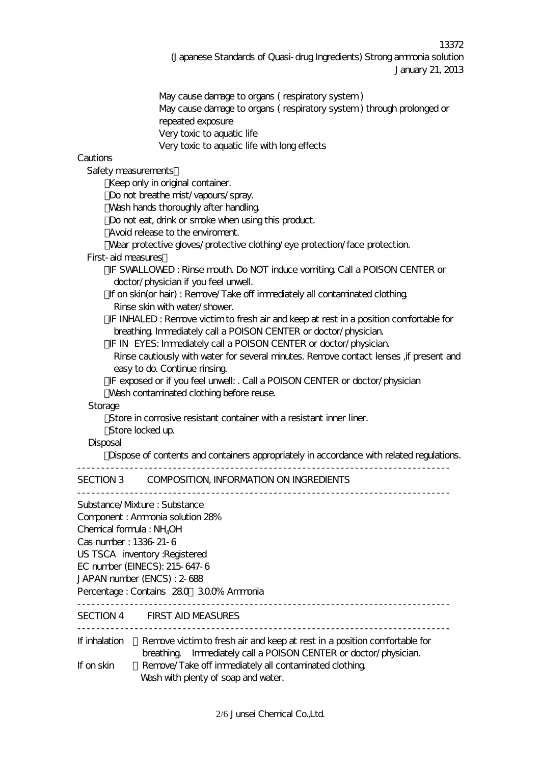May cause damage to organs ( respiratory system )
May cause damage to organs ( respiratory system ) through prolonged or repeated exposure
Very toxic to aquatic life
Very toxic to aquatic life with long effects

Cautions

Safety measurements

- Keep only in original container.
- Do not breathe mist/vapours/spray.
- Wash hands thoroughly after handling.
- Do not eat, drink or smoke when using this product.
- Avoid release to the enviroment.
- Wear protective gloves/protective clothing/eye protection/face protection.

First-aid measures

- IF SWALLOWED : Rinse mouth. Do NOT induce vomiting. Call a POISON CENTER or doctor/physician if you feel unwell.
- If on skin(or hair) : Remove/Take off immediately all contaminated clothing. Rinse skin with water/shower.
- IF INHALED : Remove victim to fresh air and keep at rest in a position comfortable for breathing. Immediately call a POISON CENTER or doctor/physician.
- IF IN EYES: Immediately call a POISON CENTER or doctor/physician. Rinse cautiously with water for several minutes. Remove contact lenses ,if present and easy to do. Continue rinsing.
- IF exposed or if you feel unwell: . Call a POISON CENTER or doctor/physician
- Wash contaminated clothing before reuse.

Storage

- Store in corrosive resistant container with a resistant inner liner.
- Store locked up.

Disposal

- Dispose of contents and containers appropriately in accordance with related regulations.

---

## SECTION 3 COMPOSITION, INFORMATION ON INGREDIENTS

---

Substance/Mixture : Substance
Component : Ammonia solution 28%
Chemical formula : $NH_4OH$
Cas number : 1336-21-6
US TSCA inventory :Registered
EC number (EINECS): 215-647-6
JAPAN number (ENCS) : 2-688
Percentage : Contains 28.0～30.0% Ammonia

---

## SECTION 4 FIRST AID MEASURES

---

If inhalation : Remove victim to fresh air and keep at rest in a position comfortable for breathing. Immediately call a POISON CENTER or doctor/physician.

If on skin : Remove/Take off immediately all contaminated clothing. Wash with plenty of soap and water.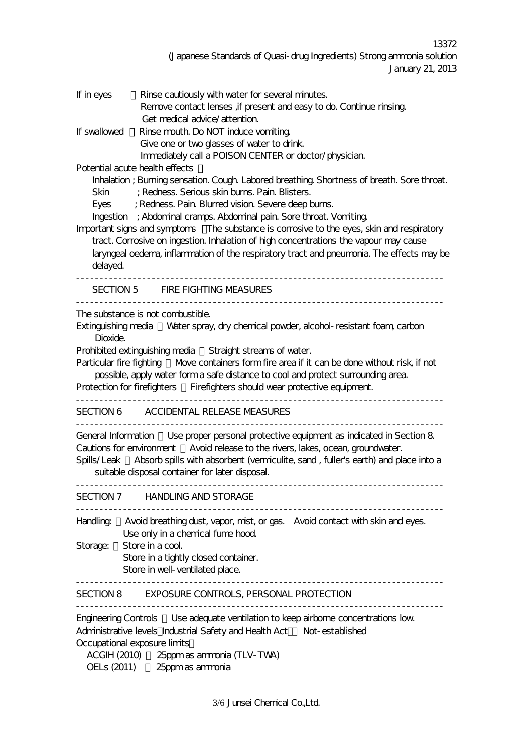If in eyes ：Rinse cautiously with water for several minutes.
Remove contact lenses ,if present and easy to do. Continue rinsing.
Get medical advice/attention.

If swallowed ：Rinse mouth. Do NOT induce vomiting.
Give one or two glasses of water to drink.
Immediately call a POISON CENTER or doctor/physician.

Potential acute health effects ：
- Inhalation ; Burning sensation. Cough. Labored breathing. Shortness of breath. Sore throat.
- Skin ; Redness. Serious skin burns. Pain. Blisters.
- Eyes ; Redness. Pain. Blurred vision. Severe deep burns.
- Ingestion ; Abdominal cramps. Abdominal pain. Sore throat. Vomiting.

Important signs and symptoms ：The substance is corrosive to the eyes, skin and respiratory tract. Corrosive on ingestion. Inhalation of high concentrations the vapour may cause laryngeal oedema, inflammation of the respiratory tract and pneumonia. The effects may be delayed.

## SECTION 5 FIRE FIGHTING MEASURES

The substance is not combustible.

Extinguishing media ：Water spray, dry chemical powder, alcohol-resistant foam, carbon Dioxide.

Prohibited extinguishing media ：Straight streams of water.

Particular fire fighting ：Move containers form fire area if it can be done without risk, if not possible, apply water form a safe distance to cool and protect surrounding area.

Protection for firefighters ：Firefighters should wear protective equipment.

## SECTION 6 ACCIDENTAL RELEASE MEASURES

General Information ：Use proper personal protective equipment as indicated in Section 8.

Cautions for environment ：Avoid release to the rivers, lakes, ocean, groundwater.

Spills/Leak ：Absorb spills with absorbent (vermiculite, sand , fuller's earth) and place into a suitable disposal container for later disposal.

## SECTION 7 HANDLING AND STORAGE

Handling: ：Avoid breathing dust, vapor, mist, or gas. Avoid contact with skin and eyes.
Use only in a chemical fume hood.

Storage: ：Store in a cool.
Store in a tightly closed container.
Store in well-ventilated place.

## SECTION 8 EXPOSURE CONTROLS, PERSONAL PROTECTION

Engineering Controls ：Use adequate ventilation to keep airborne concentrations low.

Administrative levels（Industrial Safety and Health Act）：Not-established

Occupational exposure limits：
- ACGIH (2010) ：25ppm as ammonia (TLV-TWA)
- OELs (2011) ：25ppm as ammonia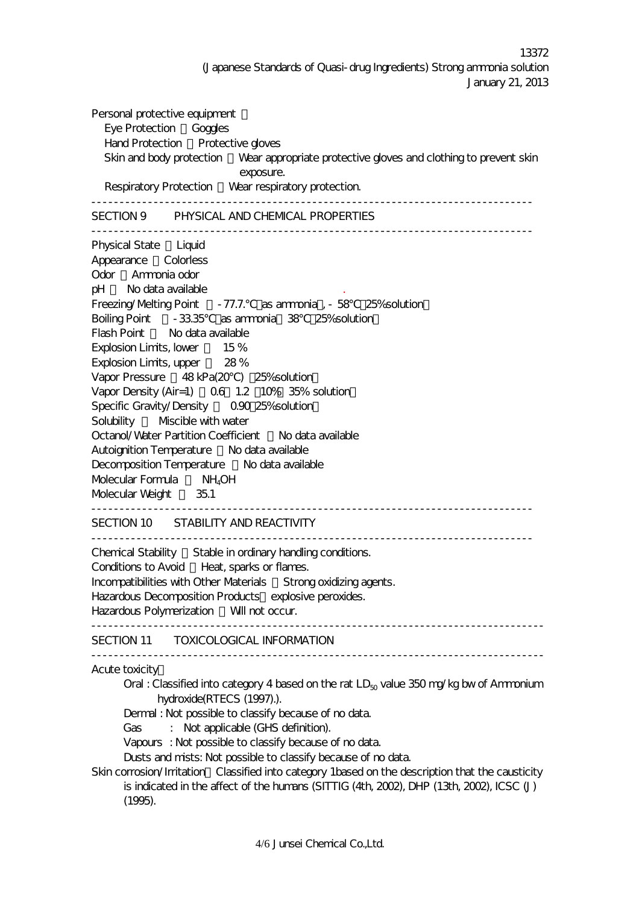Personal protective equipment ：

Eye Protection ：Goggles

Hand Protection ：Protective gloves

Skin and body protection ：Wear appropriate protective gloves and clothing to prevent skin exposure.

Respiratory Protection ：Wear respiratory protection.

---

## SECTION 9 PHYSICAL AND CHEMICAL PROPERTIES

---

Physical State ：Liquid

Appearance ：Colorless

Odor ：Ammonia odor

pH ： No data available

Freezing/Melting Point ：-77.7.°C（as ammonia）, -58°C（25%solution）

Boiling Point ：-33.35°C（as ammonia）38°C（25%solution）

Flash Point ： No data available

Explosion Limits, lower ： 15 %

Explosion Limits, upper ： 28 %

Vapor Pressure ：48 kPa(20°C) （25%solution）

Vapor Density (Air=1) ：0.6～1.2（10%～35% solution）

Specific Gravity/Density ： 0.90（25%solution）

Solubility ： Miscible with water

Octanol/Water Partition Coefficient ：No data available

Autoignition Temperature ：No data available

Decomposition Temperature ：No data available

Molecular Formula ： $NH_4OH$

Molecular Weight ： 35.1

---

## SECTION 10 STABILITY AND REACTIVITY

---

Chemical Stability ：Stable in ordinary handling conditions.

Conditions to Avoid ：Heat, sparks or flames.

Incompatibilities with Other Materials ：Strong oxidizing agents.

Hazardous Decomposition Products：explosive peroxides.

Hazardous Polymerization ：Will not occur.

---

## SECTION 11 TOXICOLOGICAL INFORMATION

---

Acute toxicity：

Oral : Classified into category 4 based on the rat $LD_{50}$ value 350 mg/kg bw of Ammonium hydroxide(RTECS (1997).).

Dermal : Not possible to classify because of no data.

Gas : Not applicable (GHS definition).

Vapours : Not possible to classify because of no data.

Dusts and mists: Not possible to classify because of no data.

Skin corrosion/Irritation：Classified into category 1based on the description that the causticity is indicated in the affect of the humans (SITTIG (4th, 2002), DHP (13th, 2002), ICSC (J) (1995).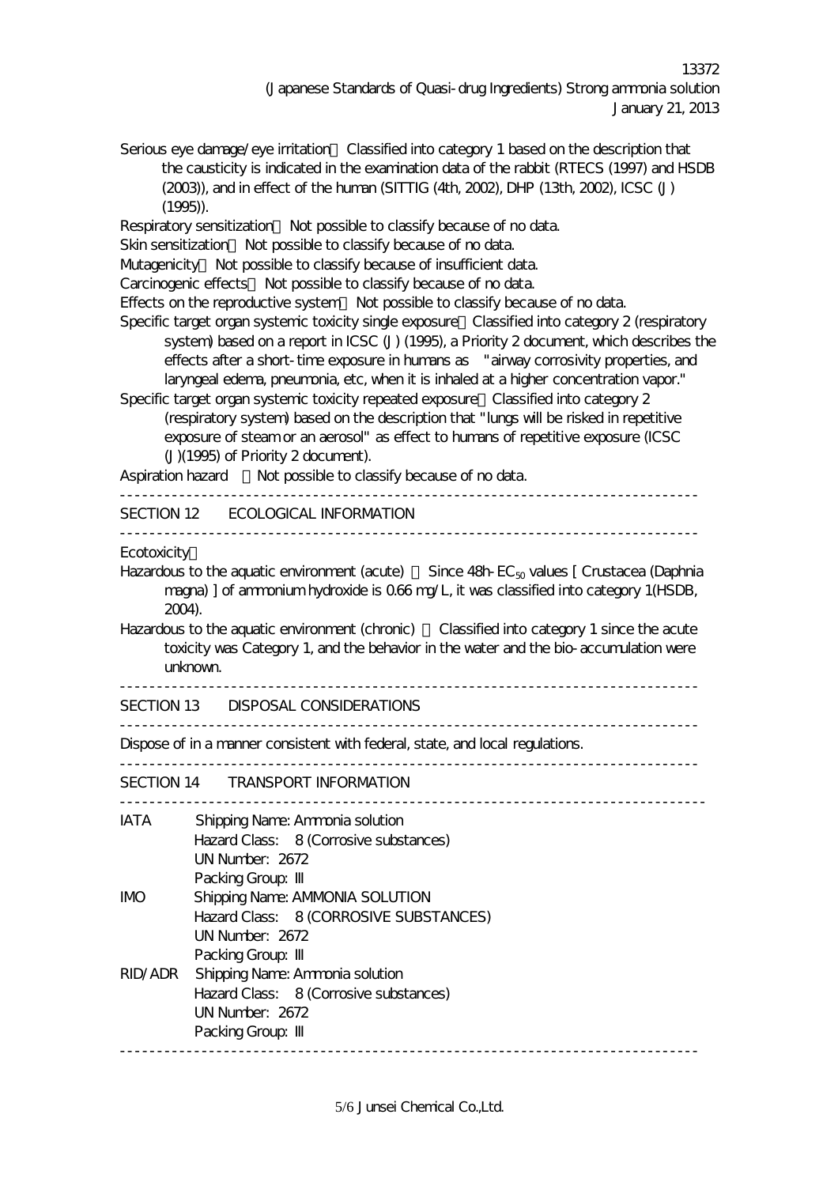Serious eye damage/eye irritation：Classified into category 1 based on the description that the causticity is indicated in the examination data of the rabbit (RTECS (1997) and HSDB (2003)), and in effect of the human (SITTIG (4th, 2002), DHP (13th, 2002), ICSC (J) (1995)).

Respiratory sensitization：Not possible to classify because of no data.

Skin sensitization：Not possible to classify because of no data.

Mutagenicity：Not possible to classify because of insufficient data.

Carcinogenic effects：Not possible to classify because of no data.

Effects on the reproductive system：Not possible to classify because of no data.

Specific target organ systemic toxicity single exposure：Classified into category 2 (respiratory system) based on a report in ICSC (J) (1995), a Priority 2 document, which describes the effects after a short-time exposure in humans as "airway corrosivity properties, and laryngeal edema, pneumonia, etc, when it is inhaled at a higher concentration vapor."

Specific target organ systemic toxicity repeated exposure：Classified into category 2 (respiratory system) based on the description that "lungs will be risked in repetitive exposure of steam or an aerosol" as effect to humans of repetitive exposure (ICSC (J)(1995) of Priority 2 document).

Aspiration hazard ：Not possible to classify because of no data.

---

## SECTION 12 ECOLOGICAL INFORMATION

---

Ecotoxicity：

Hazardous to the aquatic environment (acute) ：Since 48h-$EC_{50}$ values [ Crustacea (Daphnia magna) ] of ammonium hydroxide is 0.66 mg/L, it was classified into category 1(HSDB, 2004).

Hazardous to the aquatic environment (chronic) ：Classified into category 1 since the acute toxicity was Category 1, and the behavior in the water and the bio-accumulation were unknown.

---

## SECTION 13 DISPOSAL CONSIDERATIONS

---

Dispose of in a manner consistent with federal, state, and local regulations.

---

## SECTION 14 TRANSPORT INFORMATION

---

IATA
- Shipping Name: Ammonia solution
- Hazard Class: 8 (Corrosive substances)
- UN Number: 2672
- Packing Group: III

IMO
- Shipping Name: AMMONIA SOLUTION
- Hazard Class: 8 (CORROSIVE SUBSTANCES)
- UN Number: 2672
- Packing Group: III

RID/ADR
- Shipping Name: Ammonia solution
- Hazard Class: 8 (Corrosive substances)
- UN Number: 2672
- Packing Group: III

---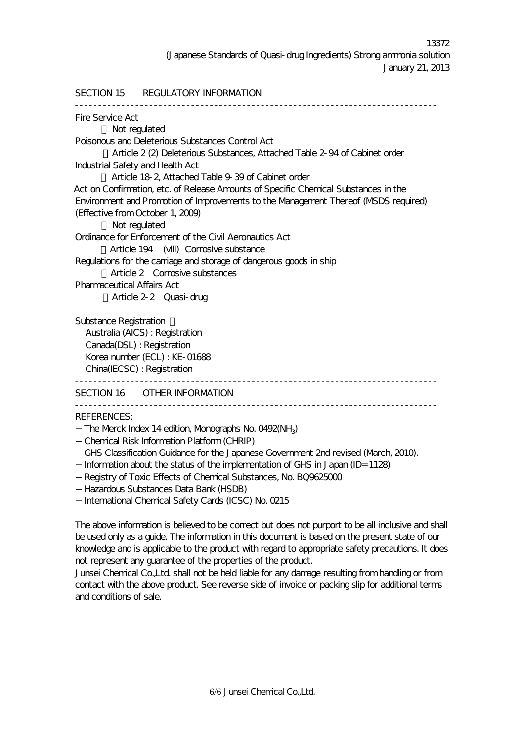## SECTION 15 REGULATORY INFORMATION

---

Fire Service Act
：Not regulated

Poisonous and Deleterious Substances Control Act
：Article 2 (2) Deleterious Substances, Attached Table 2-94 of Cabinet order

Industrial Safety and Health Act
：Article 18-2, Attached Table 9-39 of Cabinet order

Act on Confirmation, etc. of Release Amounts of Specific Chemical Substances in the Environment and Promotion of Improvements to the Management Thereof (MSDS required) (Effective from October 1, 2009)
：Not regulated

Ordinance for Enforcement of the Civil Aeronautics Act
：Article 194 (viii) Corrosive substance

Regulations for the carriage and storage of dangerous goods in ship
：Article 2 Corrosive substances

Pharmaceutical Affairs Act
：Article 2-2 Quasi-drug

Substance Registration ：
- Australia (AICS) : Registration
- Canada(DSL) : Registration
- Korea number (ECL) : KE-01688
- China(IECSC) : Registration

---

## SECTION 16 OTHER INFORMATION

---

REFERENCES:

- The Merck Index 14 edition, Monographs No. 0492($NH_3$)
- Chemical Risk Information Platform (CHRIP)
- GHS Classification Guidance for the Japanese Government 2nd revised (March, 2010).
- Information about the status of the implementation of GHS in Japan (ID=1128)
- Registry of Toxic Effects of Chemical Substances, No. BQ9625000
- Hazardous Substances Data Bank (HSDB)
- International Chemical Safety Cards (ICSC) No. 0215

The above information is believed to be correct but does not purport to be all inclusive and shall be used only as a guide. The information in this document is based on the present state of our knowledge and is applicable to the product with regard to appropriate safety precautions. It does not represent any guarantee of the properties of the product.
Junsei Chemical Co.,Ltd. shall not be held liable for any damage resulting from handling or from contact with the above product. See reverse side of invoice or packing slip for additional terms and conditions of sale.